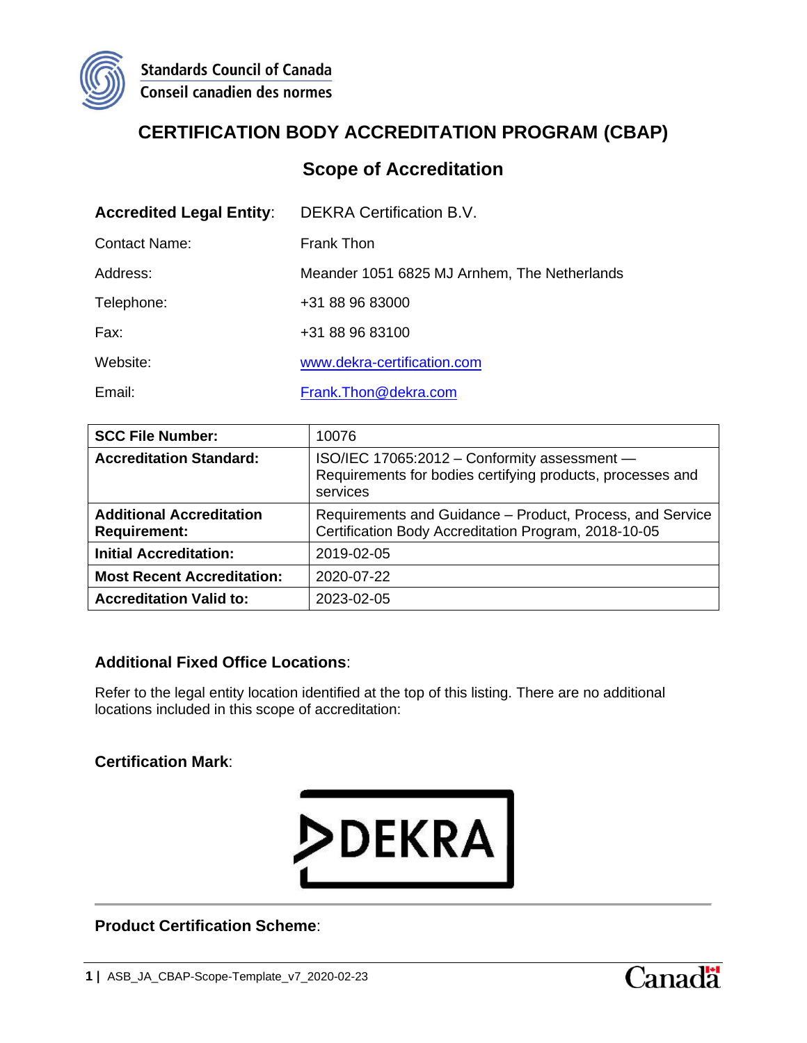Standards Council of Canada
Conseil canadien des normes

# CERTIFICATION BODY ACCREDITATION PROGRAM (CBAP)

## Scope of Accreditation

**Accredited Legal Entity**: DEKRA Certification B.V.

Contact Name: Frank Thon

Address: Meander 1051 6825 MJ Arnhem, The Netherlands

Telephone: +31 88 96 83000

Fax: +31 88 96 83100

Website: www.dekra-certification.com

Email: Frank.Thon@dekra.com

| | |
|---|---|
| **SCC File Number:** | 10076 |
| **Accreditation Standard:** | ISO/IEC 17065:2012 – Conformity assessment — Requirements for bodies certifying products, processes and services |
| **Additional Accreditation Requirement:** | Requirements and Guidance – Product, Process, and Service Certification Body Accreditation Program, 2018-10-05 |
| **Initial Accreditation:** | 2019-02-05 |
| **Most Recent Accreditation:** | 2020-07-22 |
| **Accreditation Valid to:** | 2023-02-05 |

### Additional Fixed Office Locations:

Refer to the legal entity location identified at the top of this listing. There are no additional locations included in this scope of accreditation:

### Certification Mark:

DEKRA

### Product Certification Scheme: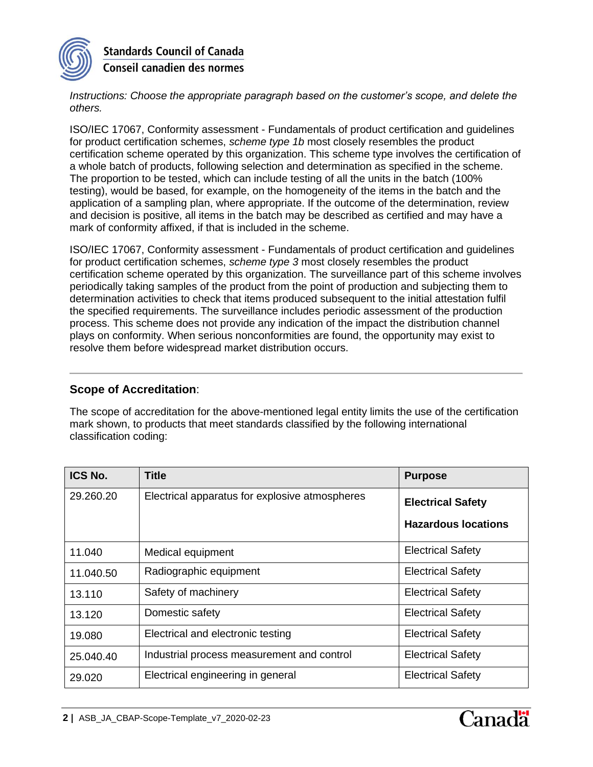*Instructions: Choose the appropriate paragraph based on the customer's scope, and delete the others.*

ISO/IEC 17067, Conformity assessment - Fundamentals of product certification and guidelines for product certification schemes, *scheme type 1b* most closely resembles the product certification scheme operated by this organization. This scheme type involves the certification of a whole batch of products, following selection and determination as specified in the scheme. The proportion to be tested, which can include testing of all the units in the batch (100% testing), would be based, for example, on the homogeneity of the items in the batch and the application of a sampling plan, where appropriate. If the outcome of the determination, review and decision is positive, all items in the batch may be described as certified and may have a mark of conformity affixed, if that is included in the scheme.

ISO/IEC 17067, Conformity assessment - Fundamentals of product certification and guidelines for product certification schemes, *scheme type 3* most closely resembles the product certification scheme operated by this organization. The surveillance part of this scheme involves periodically taking samples of the product from the point of production and subjecting them to determination activities to check that items produced subsequent to the initial attestation fulfil the specified requirements. The surveillance includes periodic assessment of the production process. This scheme does not provide any indication of the impact the distribution channel plays on conformity. When serious nonconformities are found, the opportunity may exist to resolve them before widespread market distribution occurs.

---

**Scope of Accreditation**:

The scope of accreditation for the above-mentioned legal entity limits the use of the certification mark shown, to products that meet standards classified by the following international classification coding:

| ICS No. | Title | Purpose |
|---|---|---|
| 29.260.20 | Electrical apparatus for explosive atmospheres | **Electrical Safety**<br>**Hazardous locations** |
| 11.040 | Medical equipment | Electrical Safety |
| 11.040.50 | Radiographic equipment | Electrical Safety |
| 13.110 | Safety of machinery | Electrical Safety |
| 13.120 | Domestic safety | Electrical Safety |
| 19.080 | Electrical and electronic testing | Electrical Safety |
| 25.040.40 | Industrial process measurement and control | Electrical Safety |
| 29.020 | Electrical engineering in general | Electrical Safety |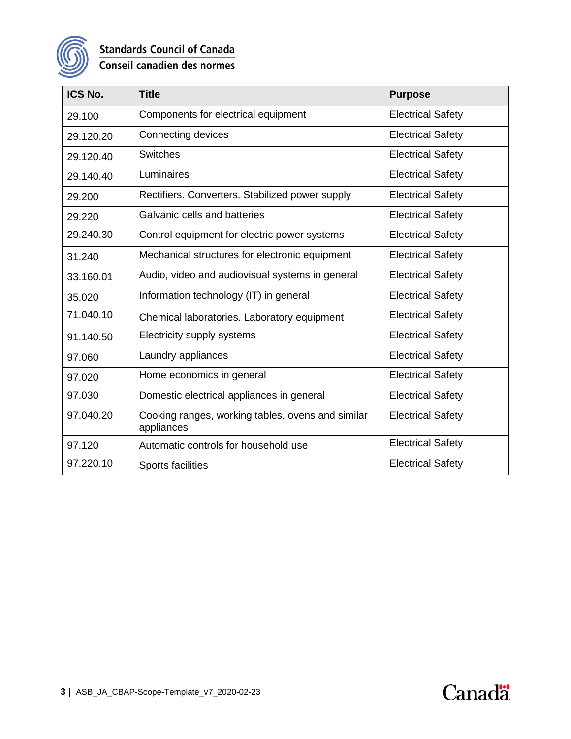| ICS No. | Title | Purpose |
|---|---|---|
| 29.100 | Components for electrical equipment | Electrical Safety |
| 29.120.20 | Connecting devices | Electrical Safety |
| 29.120.40 | Switches | Electrical Safety |
| 29.140.40 | Luminaires | Electrical Safety |
| 29.200 | Rectifiers. Converters. Stabilized power supply | Electrical Safety |
| 29.220 | Galvanic cells and batteries | Electrical Safety |
| 29.240.30 | Control equipment for electric power systems | Electrical Safety |
| 31.240 | Mechanical structures for electronic equipment | Electrical Safety |
| 33.160.01 | Audio, video and audiovisual systems in general | Electrical Safety |
| 35.020 | Information technology (IT) in general | Electrical Safety |
| 71.040.10 | Chemical laboratories. Laboratory equipment | Electrical Safety |
| 91.140.50 | Electricity supply systems | Electrical Safety |
| 97.060 | Laundry appliances | Electrical Safety |
| 97.020 | Home economics in general | Electrical Safety |
| 97.030 | Domestic electrical appliances in general | Electrical Safety |
| 97.040.20 | Cooking ranges, working tables, ovens and similar appliances | Electrical Safety |
| 97.120 | Automatic controls for household use | Electrical Safety |
| 97.220.10 | Sports facilities | Electrical Safety |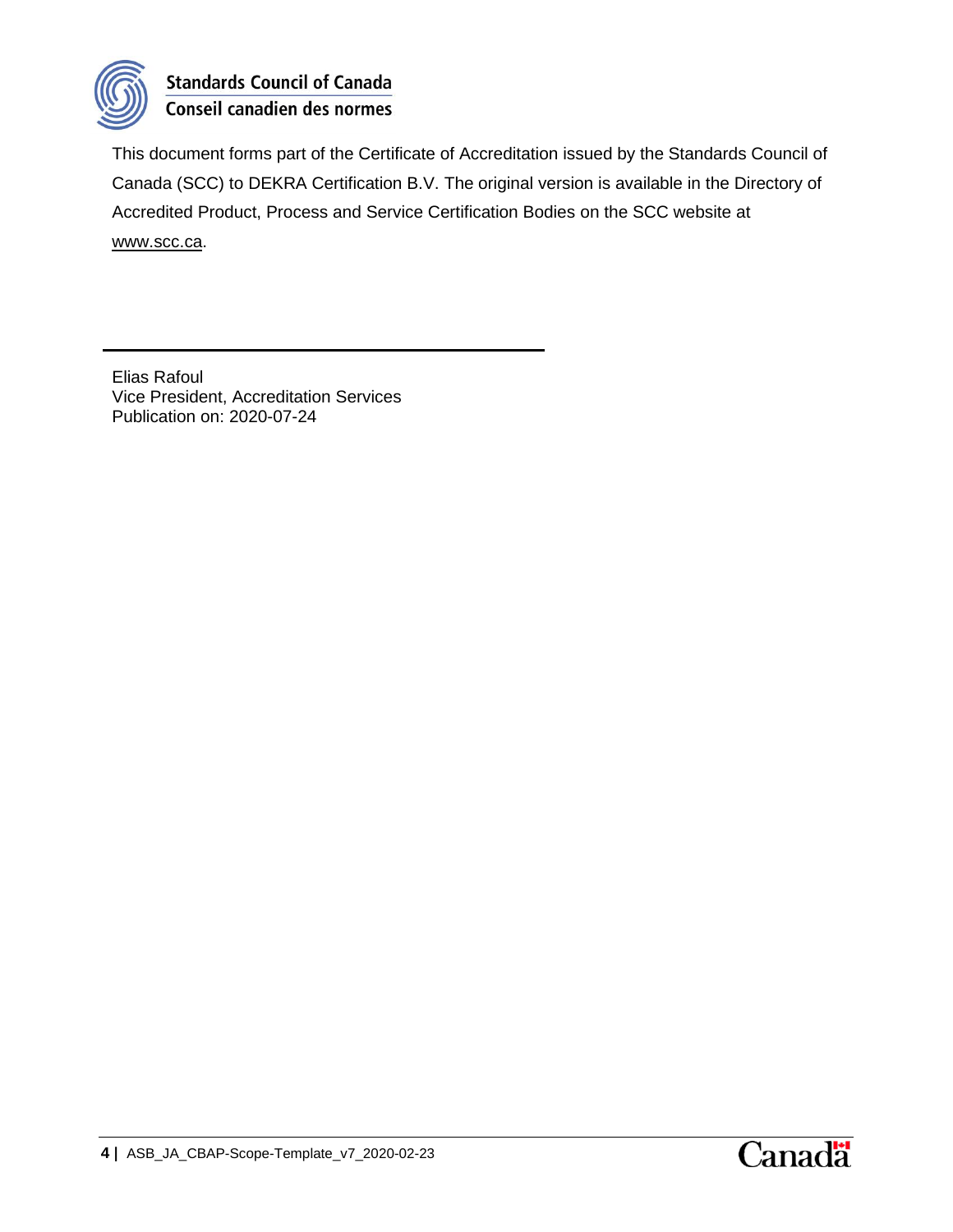**Standards Council of Canada**
**Conseil canadien des normes**

This document forms part of the Certificate of Accreditation issued by the Standards Council of Canada (SCC) to DEKRA Certification B.V. The original version is available in the Directory of Accredited Product, Process and Service Certification Bodies on the SCC website at www.scc.ca.

---

Elias Rafoul
Vice President, Accreditation Services
Publication on: 2020-07-24